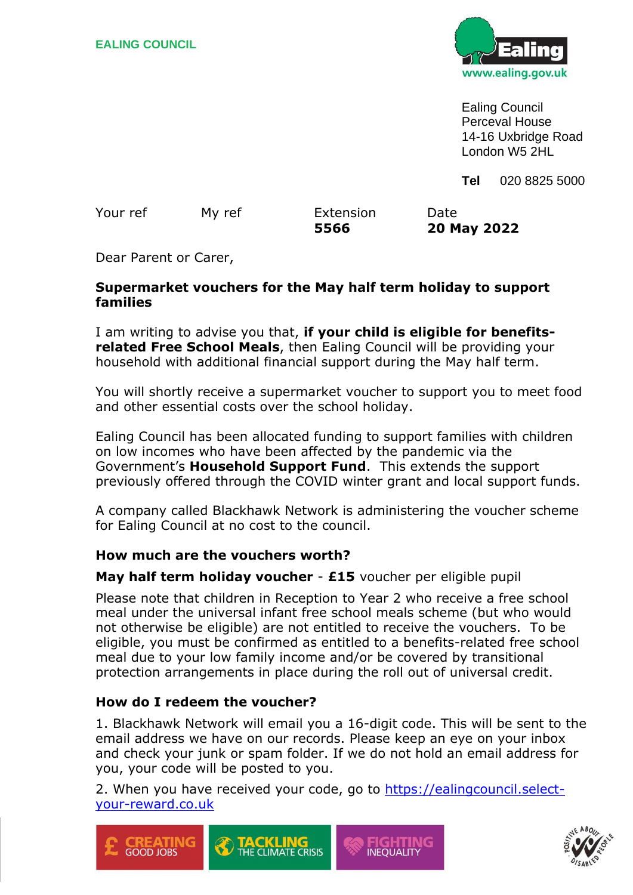EALING COUNCIL

Ealing
www.ealing.gov.uk

Ealing Council
Perceval House
14-16 Uxbridge Road
London W5 2HL

**Tel** 020 8825 5000

| Your ref | My ref | Extension | Date |
|---|---|---|---|
| | | **5566** | **20 May 2022** |

Dear Parent or Carer,

**Supermarket vouchers for the May half term holiday to support families**

I am writing to advise you that, **if your child is eligible for benefits-related Free School Meals**, then Ealing Council will be providing your household with additional financial support during the May half term.

You will shortly receive a supermarket voucher to support you to meet food and other essential costs over the school holiday.

Ealing Council has been allocated funding to support families with children on low incomes who have been affected by the pandemic via the Government's **Household Support Fund**. This extends the support previously offered through the COVID winter grant and local support funds.

A company called Blackhawk Network is administering the voucher scheme for Ealing Council at no cost to the council.

### How much are the vouchers worth?

**May half term holiday voucher** - **£15** voucher per eligible pupil

Please note that children in Reception to Year 2 who receive a free school meal under the universal infant free school meals scheme (but who would not otherwise be eligible) are not entitled to receive the vouchers. To be eligible, you must be confirmed as entitled to a benefits-related free school meal due to your low family income and/or be covered by transitional protection arrangements in place during the roll out of universal credit.

### How do I redeem the voucher?

1. Blackhawk Network will email you a 16-digit code. This will be sent to the email address we have on our records. Please keep an eye on your inbox and check your junk or spam folder. If we do not hold an email address for you, your code will be posted to you.

2. When you have received your code, go to https://ealingcouncil.select-your-reward.co.uk

CREATING GOOD JOBS | TACKLING THE CLIMATE CRISIS | FIGHTING INEQUALITY

POSITIVE ABOUT DISABLED PEOPLE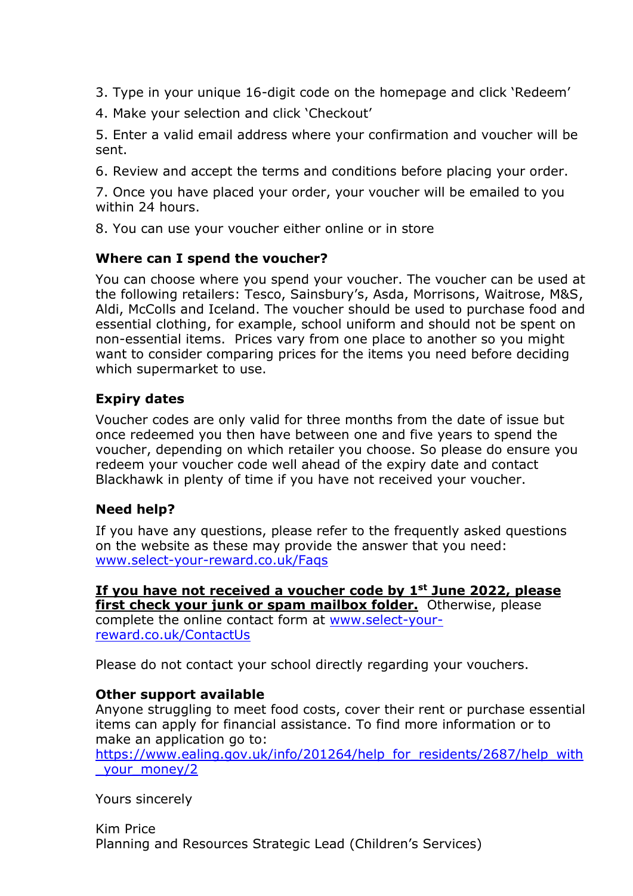3. Type in your unique 16-digit code on the homepage and click 'Redeem'

4. Make your selection and click 'Checkout'

5. Enter a valid email address where your confirmation and voucher will be sent.

6. Review and accept the terms and conditions before placing your order.

7. Once you have placed your order, your voucher will be emailed to you within 24 hours.

8. You can use your voucher either online or in store

**Where can I spend the voucher?**

You can choose where you spend your voucher. The voucher can be used at the following retailers: Tesco, Sainsbury's, Asda, Morrisons, Waitrose, M&S, Aldi, McColls and Iceland. The voucher should be used to purchase food and essential clothing, for example, school uniform and should not be spent on non-essential items. Prices vary from one place to another so you might want to consider comparing prices for the items you need before deciding which supermarket to use.

**Expiry dates**

Voucher codes are only valid for three months from the date of issue but once redeemed you then have between one and five years to spend the voucher, depending on which retailer you choose. So please do ensure you redeem your voucher code well ahead of the expiry date and contact Blackhawk in plenty of time if you have not received your voucher.

**Need help?**

If you have any questions, please refer to the frequently asked questions on the website as these may provide the answer that you need: [www.select-your-reward.co.uk/Faqs](www.select-your-reward.co.uk/Faqs)

**If you have not received a voucher code by 1st June 2022, please first check your junk or spam mailbox folder.** Otherwise, please complete the online contact form at [www.select-your-reward.co.uk/ContactUs](www.select-your-reward.co.uk/ContactUs)

Please do not contact your school directly regarding your vouchers.

**Other support available**

Anyone struggling to meet food costs, cover their rent or purchase essential items can apply for financial assistance. To find more information or to make an application go to: [https://www.ealing.gov.uk/info/201264/help_for_residents/2687/help_with_your_money/2](https://www.ealing.gov.uk/info/201264/help_for_residents/2687/help_with_your_money/2)

Yours sincerely

Kim Price
Planning and Resources Strategic Lead (Children's Services)